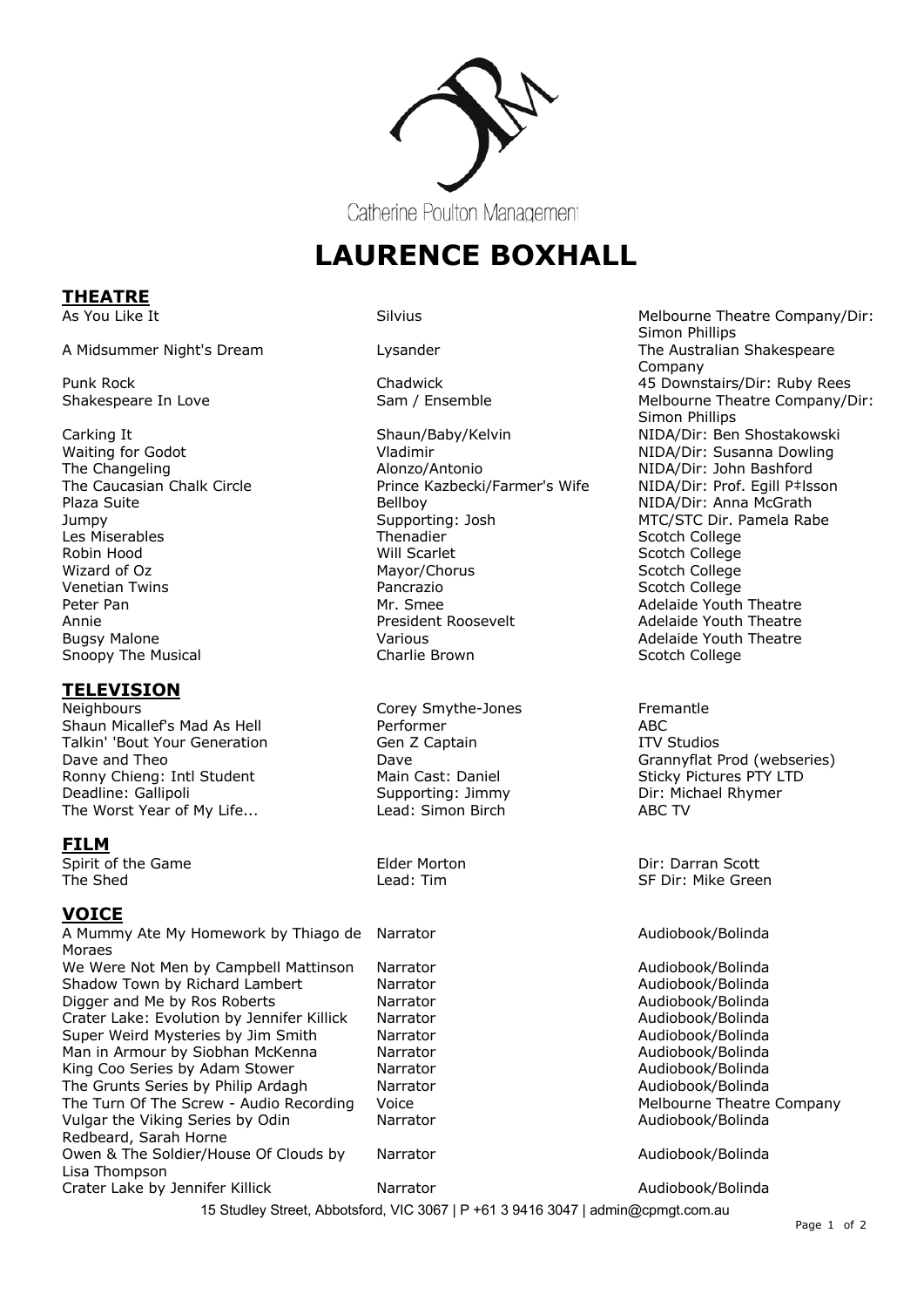Catherine Poulton Management

# LAURENCE BOXHALL

## THEATRE

| | | |
|---|---|---|
| As You Like It | Silvius | Melbourne Theatre Company/Dir: Simon Phillips |
| A Midsummer Night's Dream | Lysander | The Australian Shakespeare Company |
| Punk Rock | Chadwick | 45 Downstairs/Dir: Ruby Rees |
| Shakespeare In Love | Sam / Ensemble | Melbourne Theatre Company/Dir: Simon Phillips |
| Carking It | Shaun/Baby/Kelvin | NIDA/Dir: Ben Shostakowski |
| Waiting for Godot | Vladimir | NIDA/Dir: Susanna Dowling |
| The Changeling | Alonzo/Antonio | NIDA/Dir: John Bashford |
| The Caucasian Chalk Circle | Prince Kazbecki/Farmer's Wife | NIDA/Dir: Prof. Egill P‡lsson |
| Plaza Suite | Bellboy | NIDA/Dir: Anna McGrath |
| Jumpy | Supporting: Josh | MTC/STC Dir. Pamela Rabe |
| Les Miserables | Thenadier | Scotch College |
| Robin Hood | Will Scarlet | Scotch College |
| Wizard of Oz | Mayor/Chorus | Scotch College |
| Venetian Twins | Pancrazio | Scotch College |
| Peter Pan | Mr. Smee | Adelaide Youth Theatre |
| Annie | President Roosevelt | Adelaide Youth Theatre |
| Bugsy Malone | Various | Adelaide Youth Theatre |
| Snoopy The Musical | Charlie Brown | Scotch College |

## TELEVISION

| | | |
|---|---|---|
| Neighbours | Corey Smythe-Jones | Fremantle |
| Shaun Micallef's Mad As Hell | Performer | ABC |
| Talkin' 'Bout Your Generation | Gen Z Captain | ITV Studios |
| Dave and Theo | Dave | Grannyflat Prod (webseries) |
| Ronny Chieng: Intl Student | Main Cast: Daniel | Sticky Pictures PTY LTD |
| Deadline: Gallipoli | Supporting: Jimmy | Dir: Michael Rhymer |
| The Worst Year of My Life... | Lead: Simon Birch | ABC TV |

## FILM

| | | |
|---|---|---|
| Spirit of the Game | Elder Morton | Dir: Darran Scott |
| The Shed | Lead: Tim | SF Dir: Mike Green |

## VOICE

| | | |
|---|---|---|
| A Mummy Ate My Homework by Thiago de Moraes | Narrator | Audiobook/Bolinda |
| We Were Not Men by Campbell Mattinson | Narrator | Audiobook/Bolinda |
| Shadow Town by Richard Lambert | Narrator | Audiobook/Bolinda |
| Digger and Me by Ros Roberts | Narrator | Audiobook/Bolinda |
| Crater Lake: Evolution by Jennifer Killick | Narrator | Audiobook/Bolinda |
| Super Weird Mysteries by Jim Smith | Narrator | Audiobook/Bolinda |
| Man in Armour by Siobhan McKenna | Narrator | Audiobook/Bolinda |
| King Coo Series by Adam Stower | Narrator | Audiobook/Bolinda |
| The Grunts Series by Philip Ardagh | Narrator | Audiobook/Bolinda |
| The Turn Of The Screw - Audio Recording | Voice | Melbourne Theatre Company |
| Vulgar the Viking Series by Odin Redbeard, Sarah Horne | Narrator | Audiobook/Bolinda |
| Owen & The Soldier/House Of Clouds by Lisa Thompson | Narrator | Audiobook/Bolinda |
| Crater Lake by Jennifer Killick | Narrator | Audiobook/Bolinda |

15 Studley Street, Abbotsford, VIC 3067 | P +61 3 9416 3047 | admin@cpmgt.com.au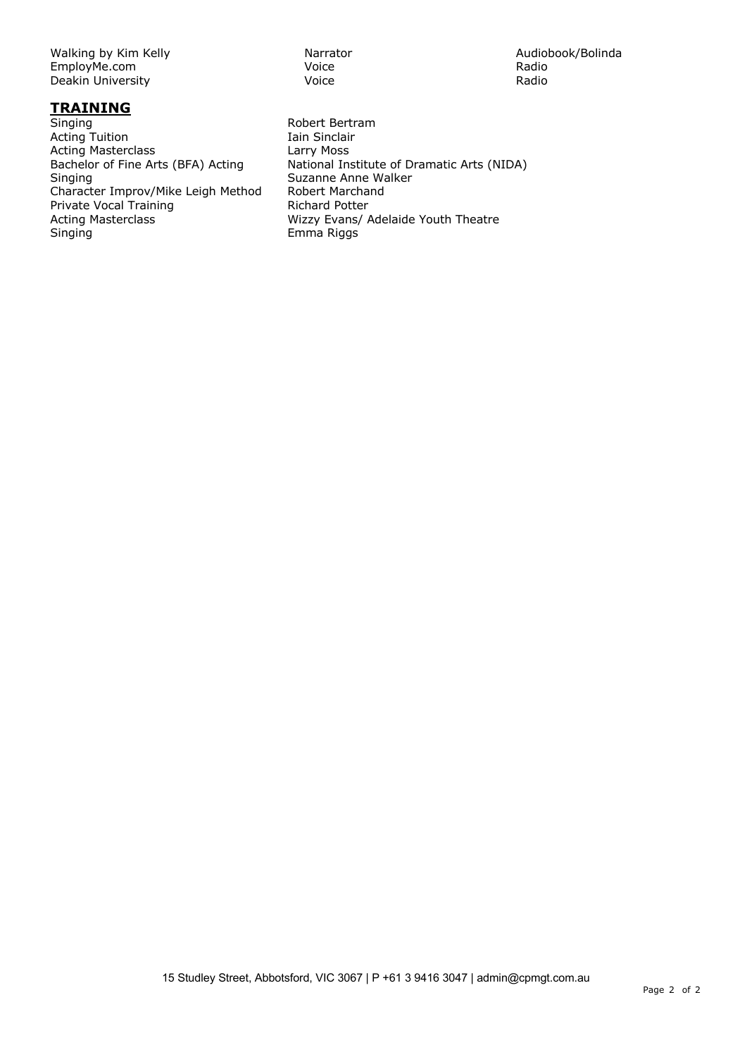| | | |
|---|---|---|
| Walking by Kim Kelly | Narrator | Audiobook/Bolinda |
| EmployMe.com | Voice | Radio |
| Deakin University | Voice | Radio |

## TRAINING

| | |
|---|---|
| Singing | Robert Bertram |
| Acting Tuition | Iain Sinclair |
| Acting Masterclass | Larry Moss |
| Bachelor of Fine Arts (BFA) Acting | National Institute of Dramatic Arts (NIDA) |
| Singing | Suzanne Anne Walker |
| Character Improv/Mike Leigh Method | Robert Marchand |
| Private Vocal Training | Richard Potter |
| Acting Masterclass | Wizzy Evans/ Adelaide Youth Theatre |
| Singing | Emma Riggs |

15 Studley Street, Abbotsford, VIC 3067 | P +61 3 9416 3047 | admin@cpmgt.com.au